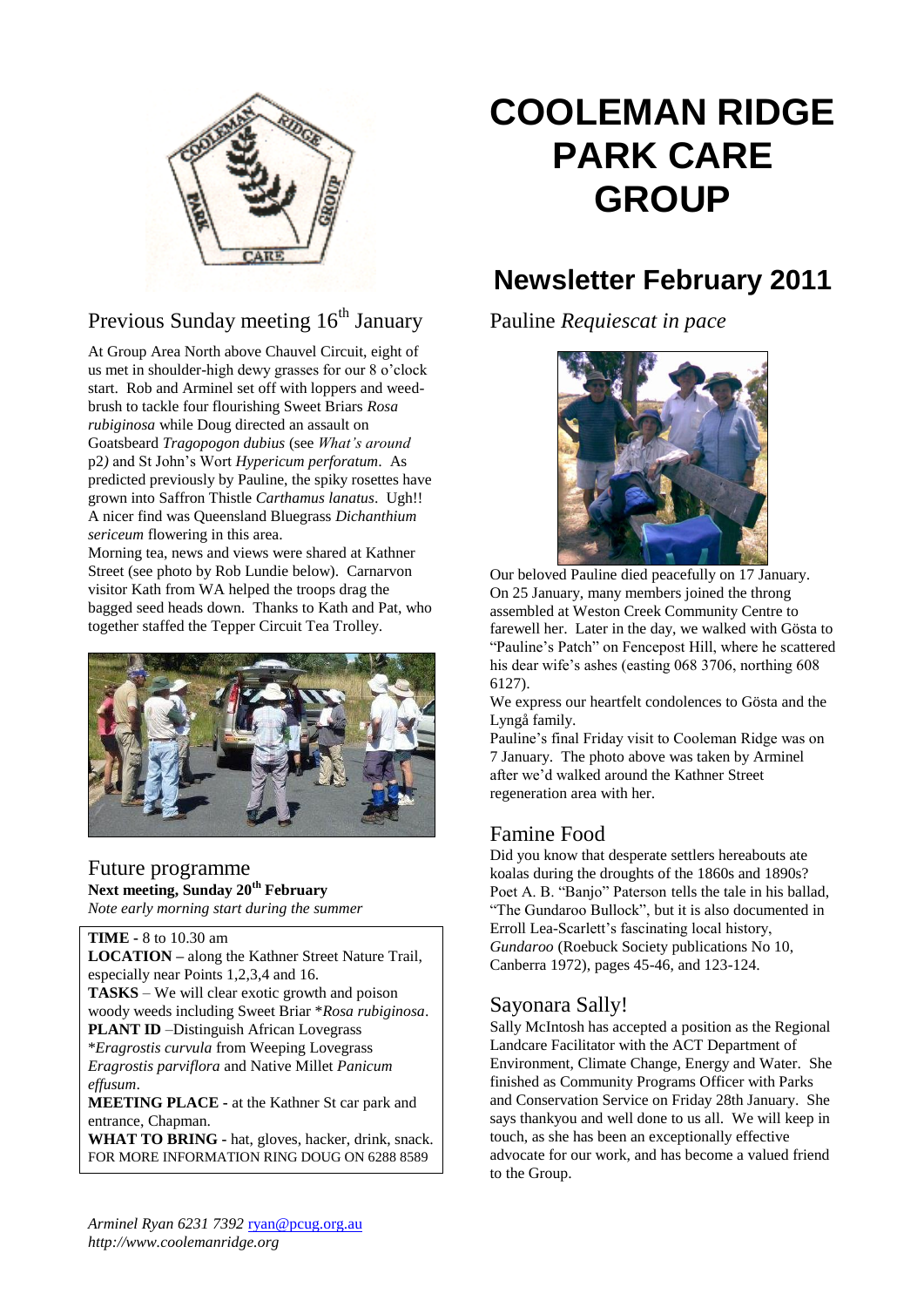# COOLEMAN RIDGE PARK CARE GROUP

## Newsletter February 2011

## Previous Sunday meeting 16th January

At Group Area North above Chauvel Circuit, eight of us met in shoulder-high dewy grasses for our 8 o'clock start. Rob and Arminel set off with loppers and weed-brush to tackle four flourishing Sweet Briars *Rosa rubiginosa* while Doug directed an assault on Goatsbeard *Tragopogon dubius* (see *What's around* p2) and St John's Wort *Hypericum perforatum*. As predicted previously by Pauline, the spiky rosettes have grown into Saffron Thistle *Carthamus lanatus*. Ugh!! A nicer find was Queensland Bluegrass *Dichanthium sericeum* flowering in this area.

Morning tea, news and views were shared at Kathner Street (see photo by Rob Lundie below). Carnarvon visitor Kath from WA helped the troops drag the bagged seed heads down. Thanks to Kath and Pat, who together staffed the Tepper Circuit Tea Trolley.

## Future programme

**Next meeting, Sunday 20th February**

*Note early morning start during the summer*

**TIME -** 8 to 10.30 am

**LOCATION –** along the Kathner Street Nature Trail, especially near Points 1,2,3,4 and 16.

**TASKS** – We will clear exotic growth and poison woody weeds including Sweet Briar \**Rosa rubiginosa*.

**PLANT ID** –Distinguish African Lovegrass \**Eragrostis curvula* from Weeping Lovegrass *Eragrostis parviflora* and Native Millet *Panicum effusum*.

**MEETING PLACE -** at the Kathner St car park and entrance, Chapman.

**WHAT TO BRING -** hat, gloves, hacker, drink, snack.

FOR MORE INFORMATION RING DOUG ON 6288 8589

## Pauline *Requiescat in pace*

Our beloved Pauline died peacefully on 17 January. On 25 January, many members joined the throng assembled at Weston Creek Community Centre to farewell her. Later in the day, we walked with Gösta to "Pauline's Patch" on Fencepost Hill, where he scattered his dear wife's ashes (easting 068 3706, northing 608 6127).

We express our heartfelt condolences to Gösta and the Lyngå family.

Pauline's final Friday visit to Cooleman Ridge was on 7 January. The photo above was taken by Arminel after we'd walked around the Kathner Street regeneration area with her.

## Famine Food

Did you know that desperate settlers hereabouts ate koalas during the droughts of the 1860s and 1890s? Poet A. B. "Banjo" Paterson tells the tale in his ballad, "The Gundaroo Bullock", but it is also documented in Erroll Lea-Scarlett's fascinating local history, *Gundaroo* (Roebuck Society publications No 10, Canberra 1972), pages 45-46, and 123-124.

## Sayonara Sally!

Sally McIntosh has accepted a position as the Regional Landcare Facilitator with the ACT Department of Environment, Climate Change, Energy and Water. She finished as Community Programs Officer with Parks and Conservation Service on Friday 28th January. She says thankyou and well done to us all. We will keep in touch, as she has been an exceptionally effective advocate for our work, and has become a valued friend to the Group.

*Arminel Ryan 6231 7392* ryan@pcug.org.au
*http://www.coolemanridge.org*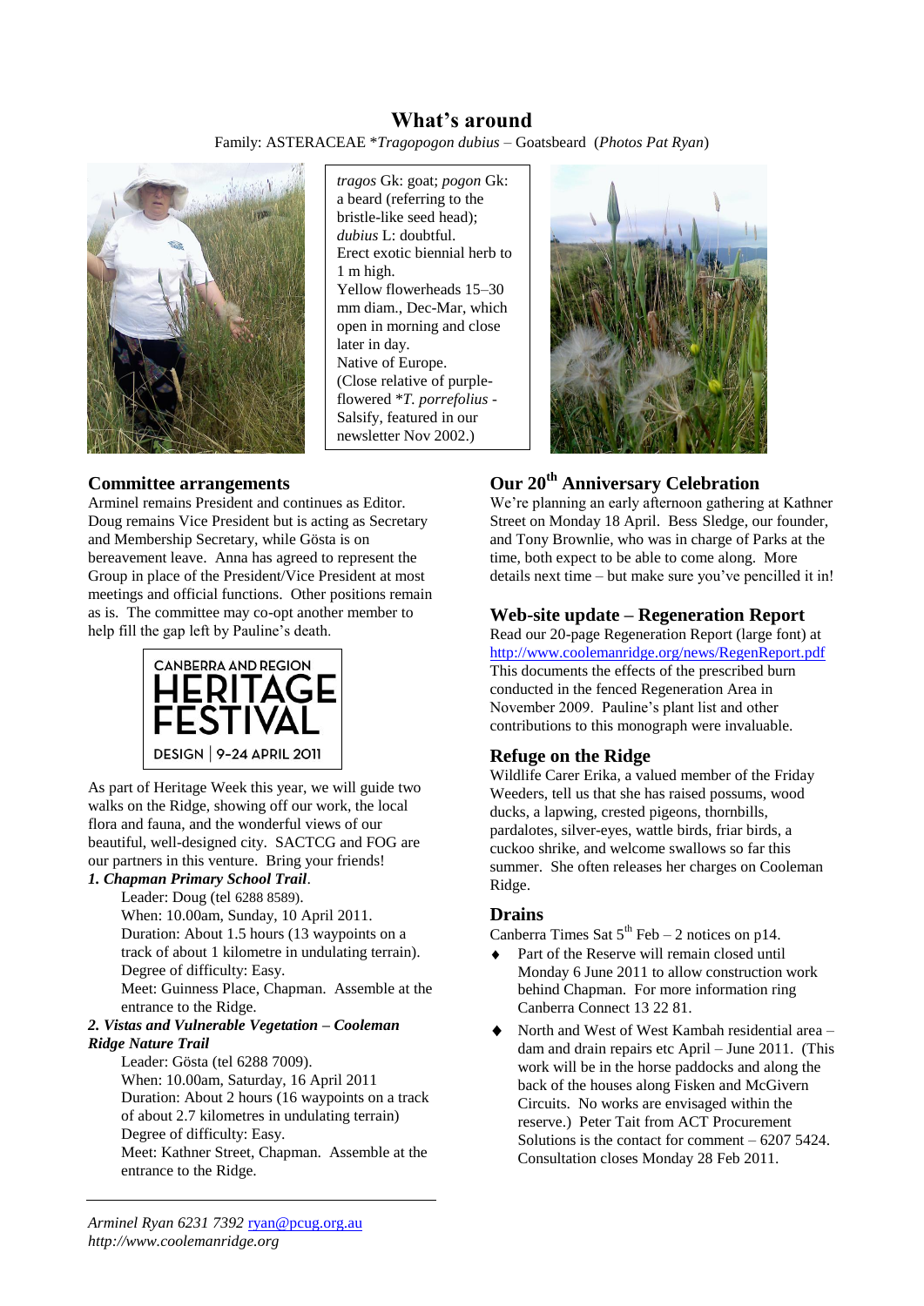# What's around

Family: ASTERACEAE **Tragopogon dubius* – Goatsbeard (*Photos Pat Ryan*)

*tragos* Gk: goat; *pogon* Gk: a beard (referring to the bristle-like seed head); *dubius* L: doubtful.
Erect exotic biennial herb to 1 m high.
Yellow flowerheads 15–30 mm diam., Dec-Mar, which open in morning and close later in day.
Native of Europe.
(Close relative of purple-flowered **T. porrefolius* - Salsify, featured in our newsletter Nov 2002.)

## Committee arrangements

Arminel remains President and continues as Editor. Doug remains Vice President but is acting as Secretary and Membership Secretary, while Gösta is on bereavement leave. Anna has agreed to represent the Group in place of the President/Vice President at most meetings and official functions. Other positions remain as is. The committee may co-opt another member to help fill the gap left by Pauline's death.

CANBERRA AND REGION
HERITAGE FESTIVAL
DESIGN | 9-24 APRIL 2011

As part of Heritage Week this year, we will guide two walks on the Ridge, showing off our work, the local flora and fauna, and the wonderful views of our beautiful, well-designed city. SACTCG and FOG are our partners in this venture. Bring your friends!

***1. Chapman Primary School Trail***.

Leader: Doug (tel 6288 8589).
When: 10.00am, Sunday, 10 April 2011.
Duration: About 1.5 hours (13 waypoints on a track of about 1 kilometre in undulating terrain).
Degree of difficulty: Easy.
Meet: Guinness Place, Chapman. Assemble at the entrance to the Ridge.

***2. Vistas and Vulnerable Vegetation – Cooleman Ridge Nature Trail***

Leader: Gösta (tel 6288 7009).
When: 10.00am, Saturday, 16 April 2011
Duration: About 2 hours (16 waypoints on a track of about 2.7 kilometres in undulating terrain)
Degree of difficulty: Easy.
Meet: Kathner Street, Chapman. Assemble at the entrance to the Ridge.

## Our 20th Anniversary Celebration

We're planning an early afternoon gathering at Kathner Street on Monday 18 April. Bess Sledge, our founder, and Tony Brownlie, who was in charge of Parks at the time, both expect to be able to come along. More details next time – but make sure you've pencilled it in!

## Web-site update – Regeneration Report

Read our 20-page Regeneration Report (large font) at http://www.coolemanridge.org/news/RegenReport.pdf
This documents the effects of the prescribed burn conducted in the fenced Regeneration Area in November 2009. Pauline's plant list and other contributions to this monograph were invaluable.

## Refuge on the Ridge

Wildlife Carer Erika, a valued member of the Friday Weeders, tell us that she has raised possums, wood ducks, a lapwing, crested pigeons, thornbills, pardalotes, silver-eyes, wattle birds, friar birds, a cuckoo shrike, and welcome swallows so far this summer. She often releases her charges on Cooleman Ridge.

## Drains

Canberra Times Sat 5th Feb – 2 notices on p14.

- Part of the Reserve will remain closed until Monday 6 June 2011 to allow construction work behind Chapman. For more information ring Canberra Connect 13 22 81.
- North and West of West Kambah residential area – dam and drain repairs etc April – June 2011. (This work will be in the horse paddocks and along the back of the houses along Fisken and McGivern Circuits. No works are envisaged within the reserve.) Peter Tait from ACT Procurement Solutions is the contact for comment – 6207 5424. Consultation closes Monday 28 Feb 2011.

---

*Arminel Ryan 6231 7392* ryan@pcug.org.au
*http://www.coolemanridge.org*